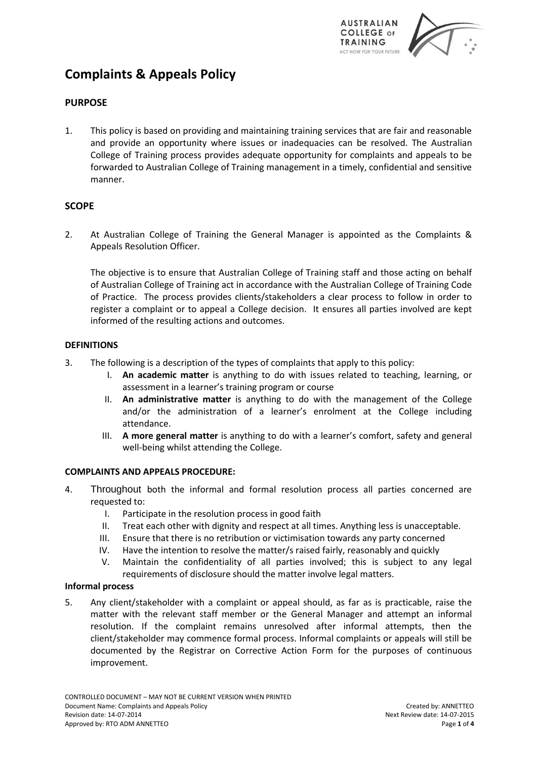# Complaints & Appeals Policy

## PURPOSE

1. This policy is based on providing and maintaining training services that are fair and reasonable and provide an opportunity where issues or inadequacies can be resolved. The Australian College of Training process provides adequate opportunity for complaints and appeals to be forwarded to Australian College of Training management in a timely, confidential and sensitive manner.

## SCOPE

2. At Australian College of Training the General Manager is appointed as the Complaints & Appeals Resolution Officer.

   The objective is to ensure that Australian College of Training staff and those acting on behalf of Australian College of Training act in accordance with the Australian College of Training Code of Practice. The process provides clients/stakeholders a clear process to follow in order to register a complaint or to appeal a College decision. It ensures all parties involved are kept informed of the resulting actions and outcomes.

### DEFINITIONS

3. The following is a description of the types of complaints that apply to this policy:
   I. **An academic matter** is anything to do with issues related to teaching, learning, or assessment in a learner's training program or course
   II. **An administrative matter** is anything to do with the management of the College and/or the administration of a learner's enrolment at the College including attendance.
   III. **A more general matter** is anything to do with a learner's comfort, safety and general well-being whilst attending the College.

### COMPLAINTS AND APPEALS PROCEDURE:

4. Throughout both the informal and formal resolution process all parties concerned are requested to:
   I. Participate in the resolution process in good faith
   II. Treat each other with dignity and respect at all times. Anything less is unacceptable.
   III. Ensure that there is no retribution or victimisation towards any party concerned
   IV. Have the intention to resolve the matter/s raised fairly, reasonably and quickly
   V. Maintain the confidentiality of all parties involved; this is subject to any legal requirements of disclosure should the matter involve legal matters.

**Informal process**

5. Any client/stakeholder with a complaint or appeal should, as far as is practicable, raise the matter with the relevant staff member or the General Manager and attempt an informal resolution. If the complaint remains unresolved after informal attempts, then the client/stakeholder may commence formal process. Informal complaints or appeals will still be documented by the Registrar on Corrective Action Form for the purposes of continuous improvement.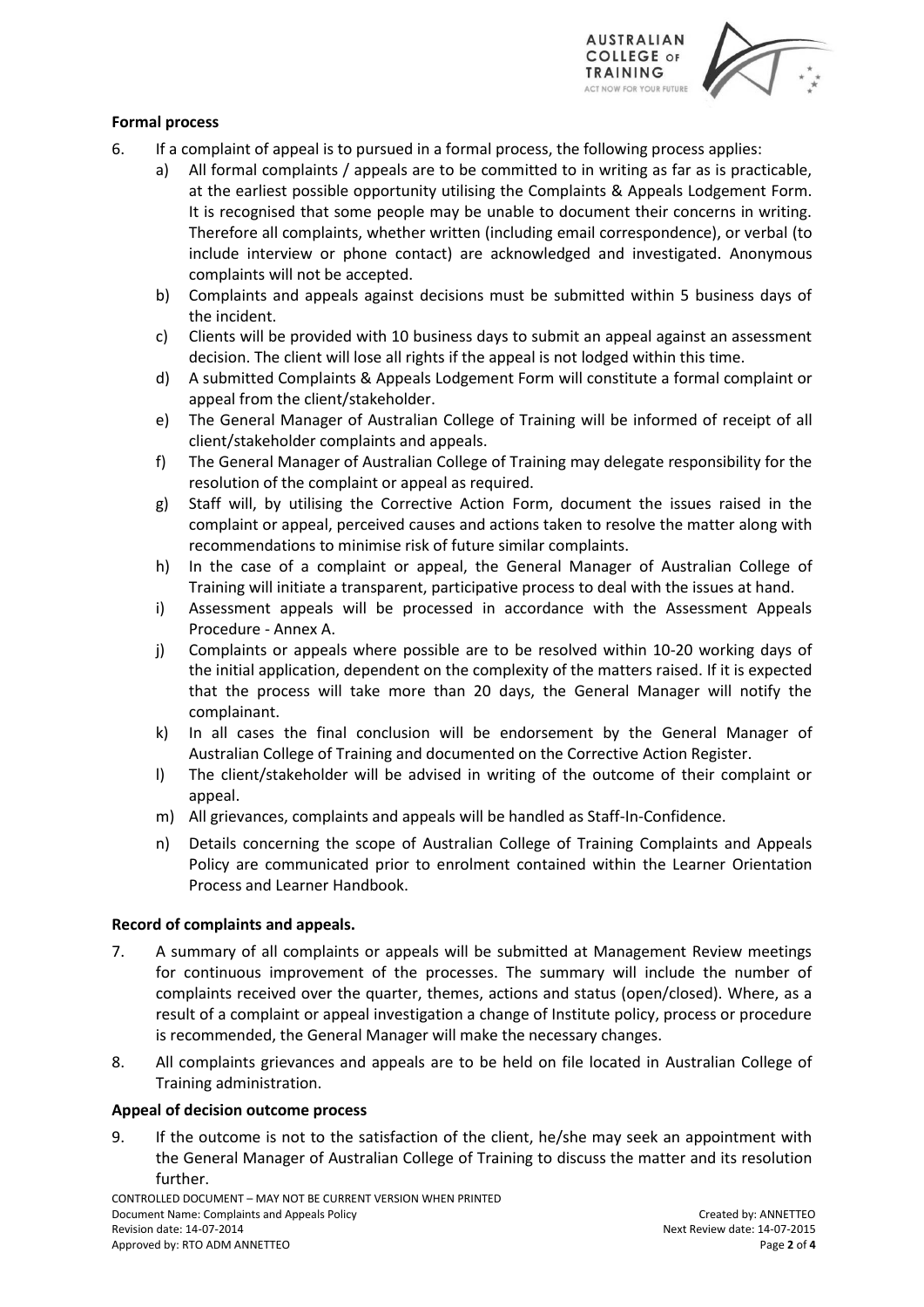**Formal process**

6. If a complaint of appeal is to pursued in a formal process, the following process applies:
   a) All formal complaints / appeals are to be committed to in writing as far as is practicable, at the earliest possible opportunity utilising the Complaints & Appeals Lodgement Form. It is recognised that some people may be unable to document their concerns in writing. Therefore all complaints, whether written (including email correspondence), or verbal (to include interview or phone contact) are acknowledged and investigated. Anonymous complaints will not be accepted.
   b) Complaints and appeals against decisions must be submitted within 5 business days of the incident.
   c) Clients will be provided with 10 business days to submit an appeal against an assessment decision. The client will lose all rights if the appeal is not lodged within this time.
   d) A submitted Complaints & Appeals Lodgement Form will constitute a formal complaint or appeal from the client/stakeholder.
   e) The General Manager of Australian College of Training will be informed of receipt of all client/stakeholder complaints and appeals.
   f) The General Manager of Australian College of Training may delegate responsibility for the resolution of the complaint or appeal as required.
   g) Staff will, by utilising the Corrective Action Form, document the issues raised in the complaint or appeal, perceived causes and actions taken to resolve the matter along with recommendations to minimise risk of future similar complaints.
   h) In the case of a complaint or appeal, the General Manager of Australian College of Training will initiate a transparent, participative process to deal with the issues at hand.
   i) Assessment appeals will be processed in accordance with the Assessment Appeals Procedure - Annex A.
   j) Complaints or appeals where possible are to be resolved within 10-20 working days of the initial application, dependent on the complexity of the matters raised. If it is expected that the process will take more than 20 days, the General Manager will notify the complainant.
   k) In all cases the final conclusion will be endorsement by the General Manager of Australian College of Training and documented on the Corrective Action Register.
   l) The client/stakeholder will be advised in writing of the outcome of their complaint or appeal.
   m) All grievances, complaints and appeals will be handled as Staff-In-Confidence.
   n) Details concerning the scope of Australian College of Training Complaints and Appeals Policy are communicated prior to enrolment contained within the Learner Orientation Process and Learner Handbook.

**Record of complaints and appeals.**

7. A summary of all complaints or appeals will be submitted at Management Review meetings for continuous improvement of the processes. The summary will include the number of complaints received over the quarter, themes, actions and status (open/closed). Where, as a result of a complaint or appeal investigation a change of Institute policy, process or procedure is recommended, the General Manager will make the necessary changes.
8. All complaints grievances and appeals are to be held on file located in Australian College of Training administration.

**Appeal of decision outcome process**

9. If the outcome is not to the satisfaction of the client, he/she may seek an appointment with the General Manager of Australian College of Training to discuss the matter and its resolution further.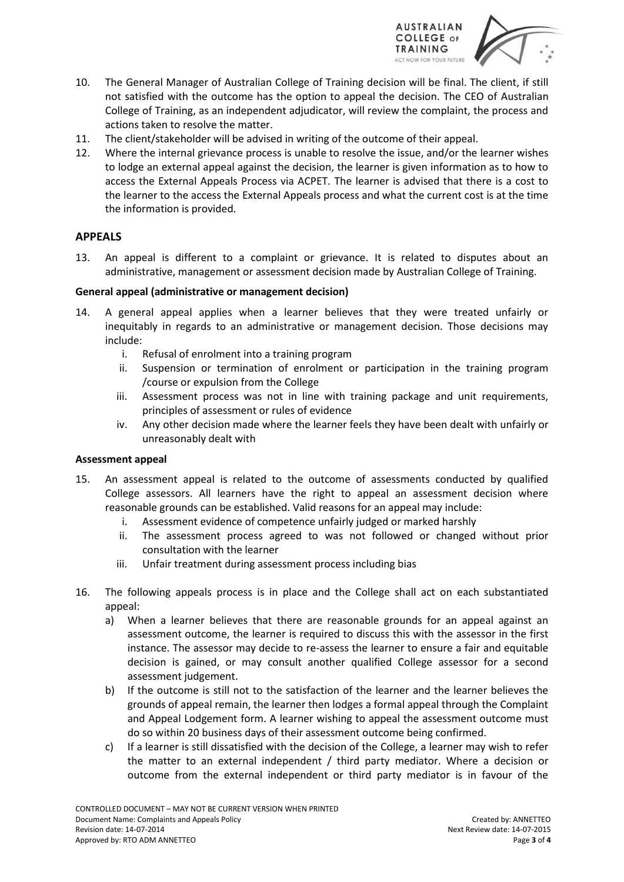10. The General Manager of Australian College of Training decision will be final. The client, if still not satisfied with the outcome has the option to appeal the decision. The CEO of Australian College of Training, as an independent adjudicator, will review the complaint, the process and actions taken to resolve the matter.
11. The client/stakeholder will be advised in writing of the outcome of their appeal.
12. Where the internal grievance process is unable to resolve the issue, and/or the learner wishes to lodge an external appeal against the decision, the learner is given information as to how to access the External Appeals Process via ACPET. The learner is advised that there is a cost to the learner to the access the External Appeals process and what the current cost is at the time the information is provided.

## APPEALS

13. An appeal is different to a complaint or grievance. It is related to disputes about an administrative, management or assessment decision made by Australian College of Training.

**General appeal (administrative or management decision)**

14. A general appeal applies when a learner believes that they were treated unfairly or inequitably in regards to an administrative or management decision. Those decisions may include:
    i. Refusal of enrolment into a training program
    ii. Suspension or termination of enrolment or participation in the training program /course or expulsion from the College
    iii. Assessment process was not in line with training package and unit requirements, principles of assessment or rules of evidence
    iv. Any other decision made where the learner feels they have been dealt with unfairly or unreasonably dealt with

**Assessment appeal**

15. An assessment appeal is related to the outcome of assessments conducted by qualified College assessors. All learners have the right to appeal an assessment decision where reasonable grounds can be established. Valid reasons for an appeal may include:
    i. Assessment evidence of competence unfairly judged or marked harshly
    ii. The assessment process agreed to was not followed or changed without prior consultation with the learner
    iii. Unfair treatment during assessment process including bias

16. The following appeals process is in place and the College shall act on each substantiated appeal:
    a) When a learner believes that there are reasonable grounds for an appeal against an assessment outcome, the learner is required to discuss this with the assessor in the first instance. The assessor may decide to re-assess the learner to ensure a fair and equitable decision is gained, or may consult another qualified College assessor for a second assessment judgement.
    b) If the outcome is still not to the satisfaction of the learner and the learner believes the grounds of appeal remain, the learner then lodges a formal appeal through the Complaint and Appeal Lodgement form. A learner wishing to appeal the assessment outcome must do so within 20 business days of their assessment outcome being confirmed.
    c) If a learner is still dissatisfied with the decision of the College, a learner may wish to refer the matter to an external independent / third party mediator. Where a decision or outcome from the external independent or third party mediator is in favour of the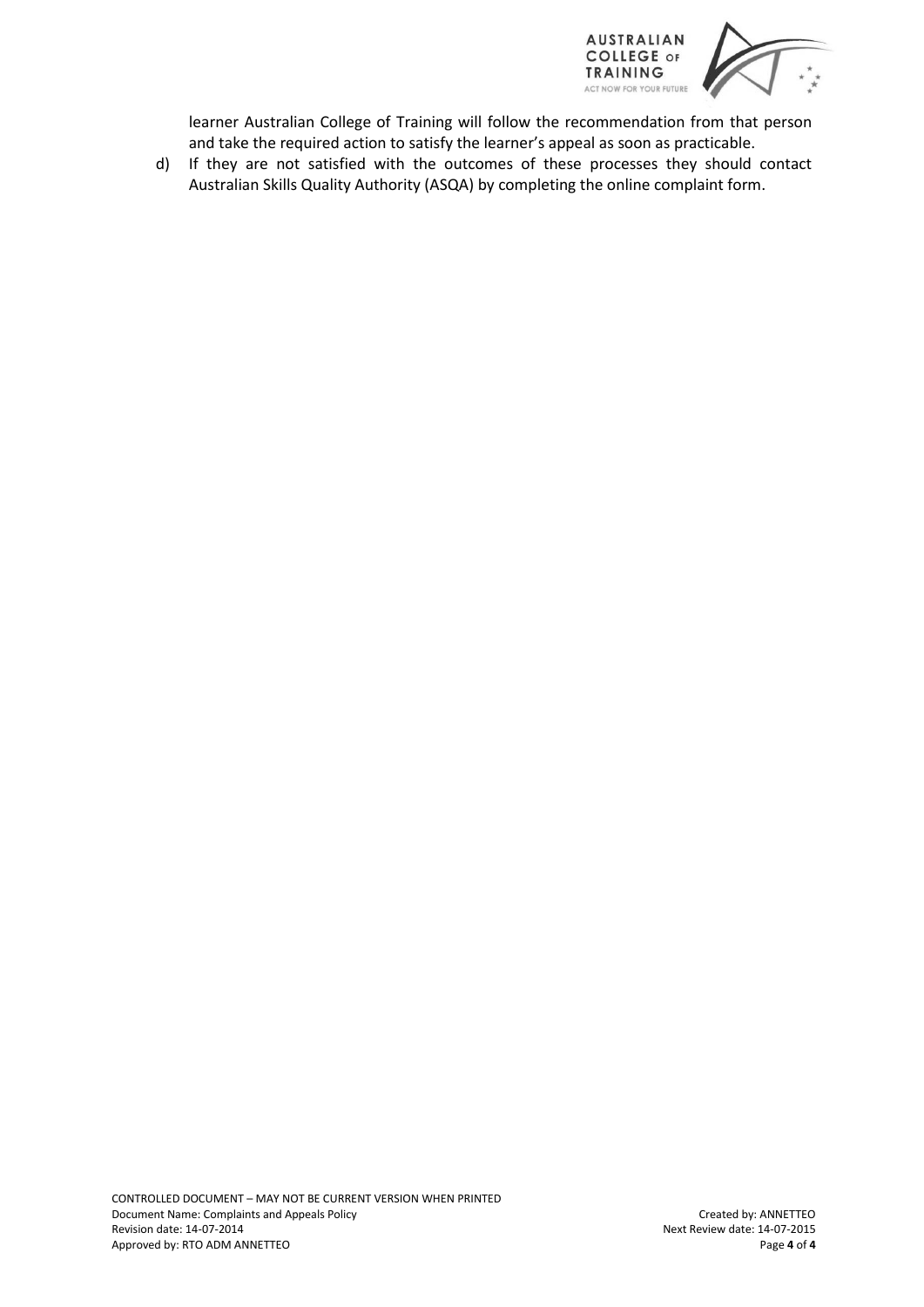learner Australian College of Training will follow the recommendation from that person and take the required action to satisfy the learner's appeal as soon as practicable.

d) If they are not satisfied with the outcomes of these processes they should contact Australian Skills Quality Authority (ASQA) by completing the online complaint form.